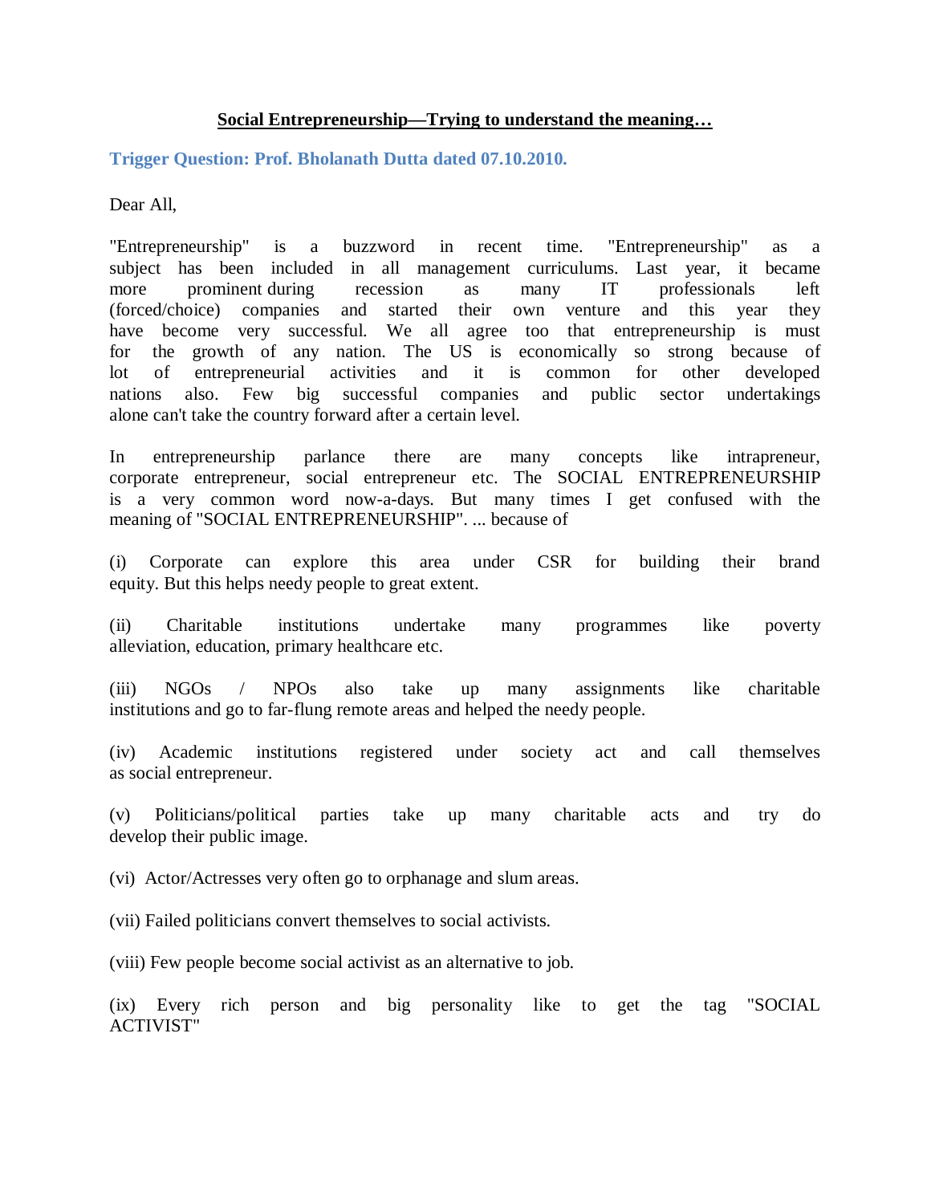**Social Entrepreneurship—Trying to understand the meaning…**

**Trigger Question: Prof. Bholanath Dutta dated 07.10.2010.**

Dear All,

"Entrepreneurship" is a buzzword in recent time. "Entrepreneurship" as a subject has been included in all management curriculums. Last year, it became more prominent during recession as many IT professionals left (forced/choice) companies and started their own venture and this year they have become very successful. We all agree too that entrepreneurship is must for the growth of any nation. The US is economically so strong because of lot of entrepreneurial activities and it is common for other developed nations also. Few big successful companies and public sector undertakings alone can't take the country forward after a certain level.

In entrepreneurship parlance there are many concepts like intrapreneur, corporate entrepreneur, social entrepreneur etc. The SOCIAL ENTREPRENEURSHIP is a very common word now-a-days. But many times I get confused with the meaning of "SOCIAL ENTREPRENEURSHIP". ... because of

(i) Corporate can explore this area under CSR for building their brand equity. But this helps needy people to great extent.

(ii) Charitable institutions undertake many programmes like poverty alleviation, education, primary healthcare etc.

(iii) NGOs / NPOs also take up many assignments like charitable institutions and go to far-flung remote areas and helped the needy people.

(iv) Academic institutions registered under society act and call themselves as social entrepreneur.

(v) Politicians/political parties take up many charitable acts and try do develop their public image.

(vi) Actor/Actresses very often go to orphanage and slum areas.

(vii) Failed politicians convert themselves to social activists.

(viii) Few people become social activist as an alternative to job.

(ix) Every rich person and big personality like to get the tag "SOCIAL ACTIVIST"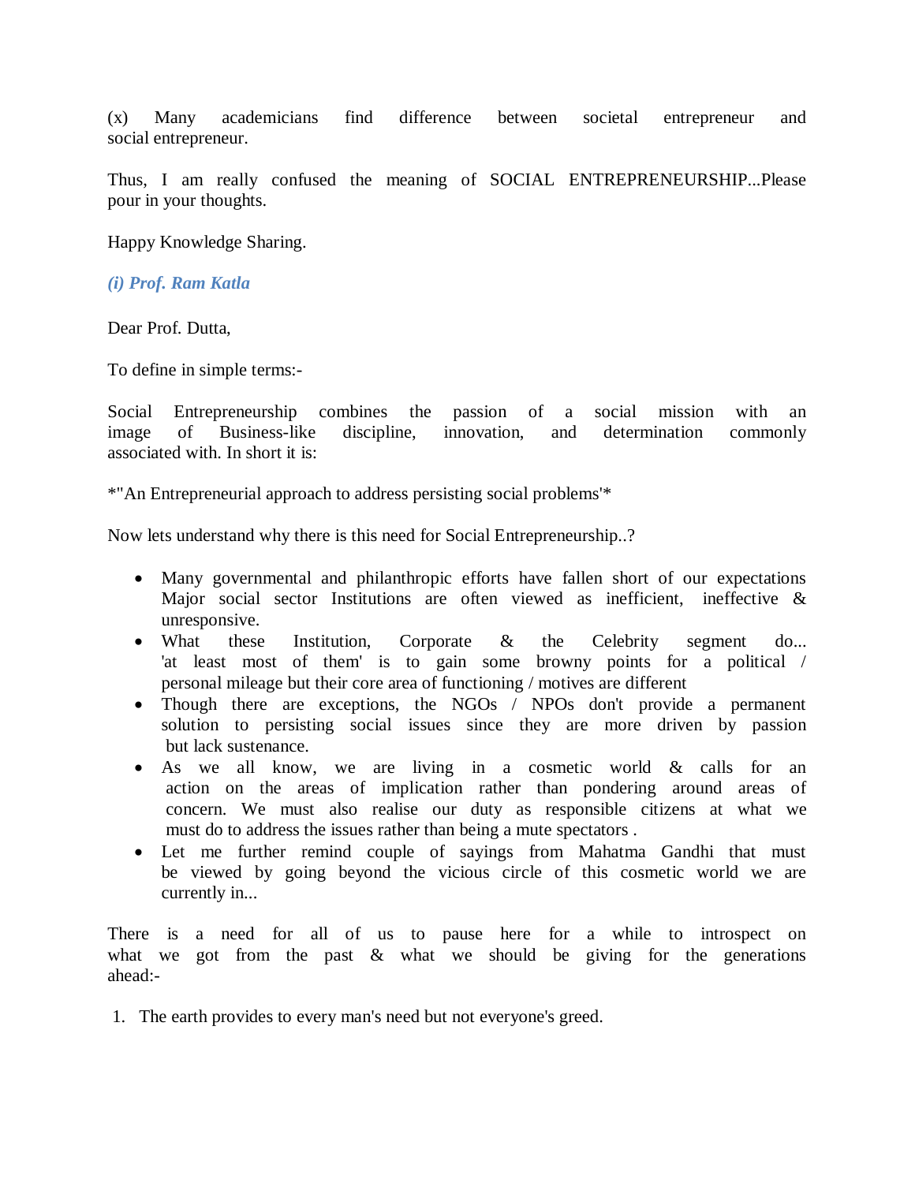(x) Many academicians find difference between societal entrepreneur and social entrepreneur.

Thus, I am really confused the meaning of SOCIAL ENTREPREUNERSHIP...Please pour in your thoughts.

Happy Knowledge Sharing.

*(i) Prof. Ram Katla*

Dear Prof. Dutta,

To define in simple terms:-

Social Entrepreneurship combines the passion of a social mission with an image of Business-like discipline, innovation, and determination commonly associated with. In short it is:

*"An Entrepreneurial approach to address persisting social problems'*

Now lets understand why there is this need for Social Entrepreneurship..?

- Many governmental and philanthropic efforts have fallen short of our expectations Major social sector Institutions are often viewed as inefficient, ineffective & unresponsive.
- What these Institution, Corporate & the Celebrity segment do... 'at least most of them' is to gain some browny points for a political / personal mileage but their core area of functioning / motives are different
- Though there are exceptions, the NGOs / NPOs don't provide a permanent solution to persisting social issues since they are more driven by passion but lack sustenance.
- As we all know, we are living in a cosmetic world & calls for an action on the areas of implication rather than pondering around areas of concern. We must also realise our duty as responsible citizens at what we must do to address the issues rather than being a mute spectators .
- Let me further remind couple of sayings from Mahatma Gandhi that must be viewed by going beyond the vicious circle of this cosmetic world we are currently in...

There is a need for all of us to pause here for a while to introspect on what we got from the past & what we should be giving for the generations ahead:-

1. The earth provides to every man's need but not everyone's greed.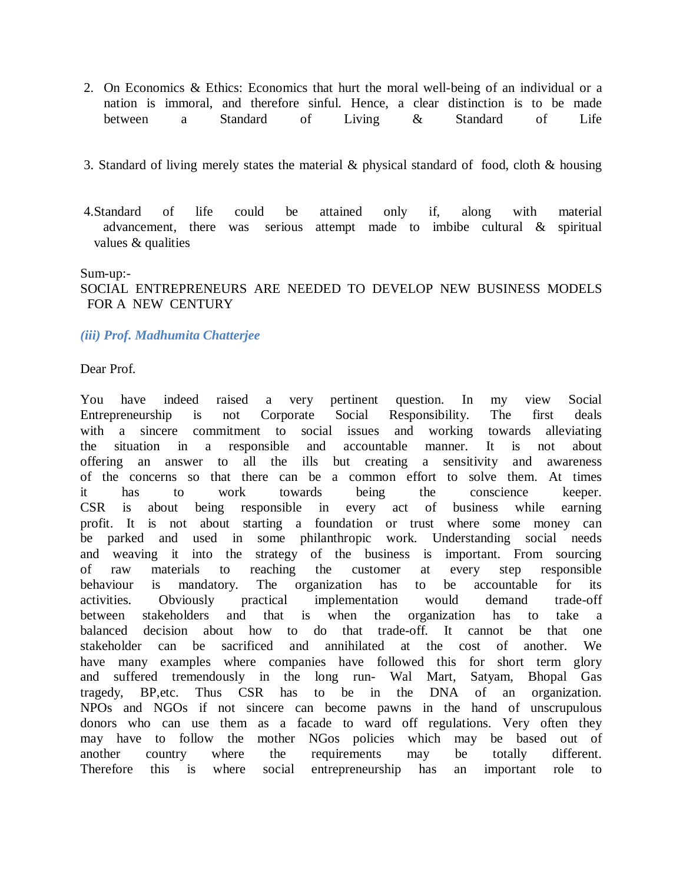2. On Economics & Ethics: Economics that hurt the moral well-being of an individual or a nation is immoral, and therefore sinful. Hence, a clear distinction is to be made between a Standard of Living & Standard of Life

3. Standard of living merely states the material & physical standard of food, cloth & housing

4. Standard of life could be attained only if, along with material advancement, there was serious attempt made to imbibe cultural & spiritual values & qualities

Sum-up:-
SOCIAL ENTREPRENEURS ARE NEEDED TO DEVELOP NEW BUSINESS MODELS FOR A NEW CENTURY

### *(iii) Prof. Madhumita Chatterjee*

Dear Prof.

You have indeed raised a very pertinent question. In my view Social Entrepreneurship is not Corporate Social Responsibility. The first deals with a sincere commitment to social issues and working towards alleviating the situation in a responsible and accountable manner. It is not about offering an answer to all the ills but creating a sensitivity and awareness of the concerns so that there can be a common effort to solve them. At times it has to work towards being the conscience keeper. CSR is about being responsible in every act of business while earning profit. It is not about starting a foundation or trust where some money can be parked and used in some philanthropic work. Understanding social needs and weaving it into the strategy of the business is important. From sourcing of raw materials to reaching the customer at every step responsible behaviour is mandatory. The organization has to be accountable for its activities. Obviously practical implementation would demand trade-off between stakeholders and that is when the organization has to take a balanced decision about how to do that trade-off. It cannot be that one stakeholder can be sacrificed and annihilated at the cost of another. We have many examples where companies have followed this for short term glory and suffered tremendously in the long run- Wal Mart, Satyam, Bhopal Gas tragedy, BP,etc. Thus CSR has to be in the DNA of an organization. NPOs and NGOs if not sincere can become pawns in the hand of unscrupulous donors who can use them as a facade to ward off regulations. Very often they may have to follow the mother NGos policies which may be based out of another country where the requirements may be totally different. Therefore this is where social entrepreneurship has an important role to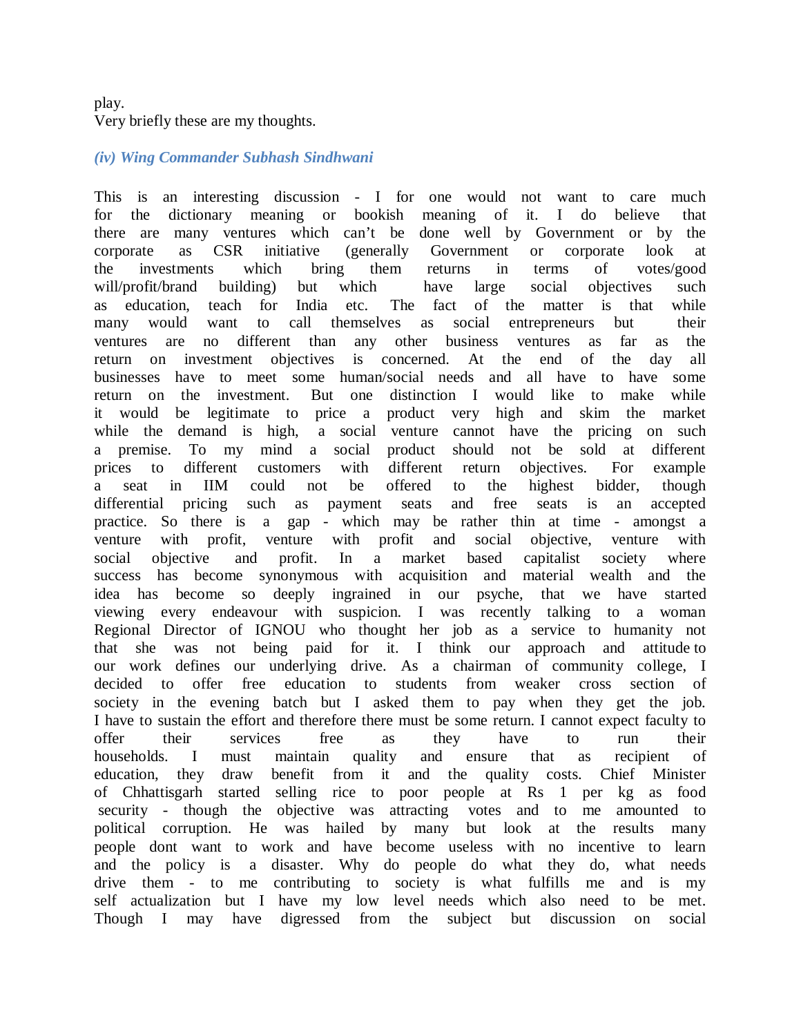play.
Very briefly these are my thoughts.

### *(iv) Wing Commander Subhash Sindhwani*

This is an interesting discussion - I for one would not want to care much for the dictionary meaning or bookish meaning of it. I do believe that there are many ventures which can't be done well by Government or by the corporate as CSR initiative (generally Government or corporate look at the investments which bring them returns in terms of votes/good will/profit/brand building) but which have large social objectives such as education, teach for India etc. The fact of the matter is that while many would want to call themselves as social entrepreneurs but their ventures are no different than any other business ventures as far as the return on investment objectives is concerned. At the end of the day all businesses have to meet some human/social needs and all have to have some return on the investment. But one distinction I would like to make while it would be legitimate to price a product very high and skim the market while the demand is high, a social venture cannot have the pricing on such a premise. To my mind a social product should not be sold at different prices to different customers with different return objectives. For example a seat in IIM could not be offered to the highest bidder, though differential pricing such as payment seats and free seats is an accepted practice. So there is a gap - which may be rather thin at time - amongst a venture with profit, venture with profit and social objective, venture with social objective and profit. In a market based capitalist society where success has become synonymous with acquisition and material wealth and the idea has become so deeply ingrained in our psyche, that we have started viewing every endeavour with suspicion. I was recently talking to a woman Regional Director of IGNOU who thought her job as a service to humanity not that she was not being paid for it. I think our approach and attitude to our work defines our underlying drive. As a chairman of community college, I decided to offer free education to students from weaker cross section of society in the evening batch but I asked them to pay when they get the job. I have to sustain the effort and therefore there must be some return. I cannot expect faculty to offer their services free as they have to run their households. I must maintain quality and ensure that as recipient of education, they draw benefit from it and the quality costs. Chief Minister of Chhattisgarh started selling rice to poor people at Rs 1 per kg as food security - though the objective was attracting votes and to me amounted to political corruption. He was hailed by many but look at the results many people dont want to work and have become useless with no incentive to learn and the policy is a disaster. Why do people do what they do, what needs drive them - to me contributing to society is what fulfills me and is my self actualization but I have my low level needs which also need to be met. Though I may have digressed from the subject but discussion on social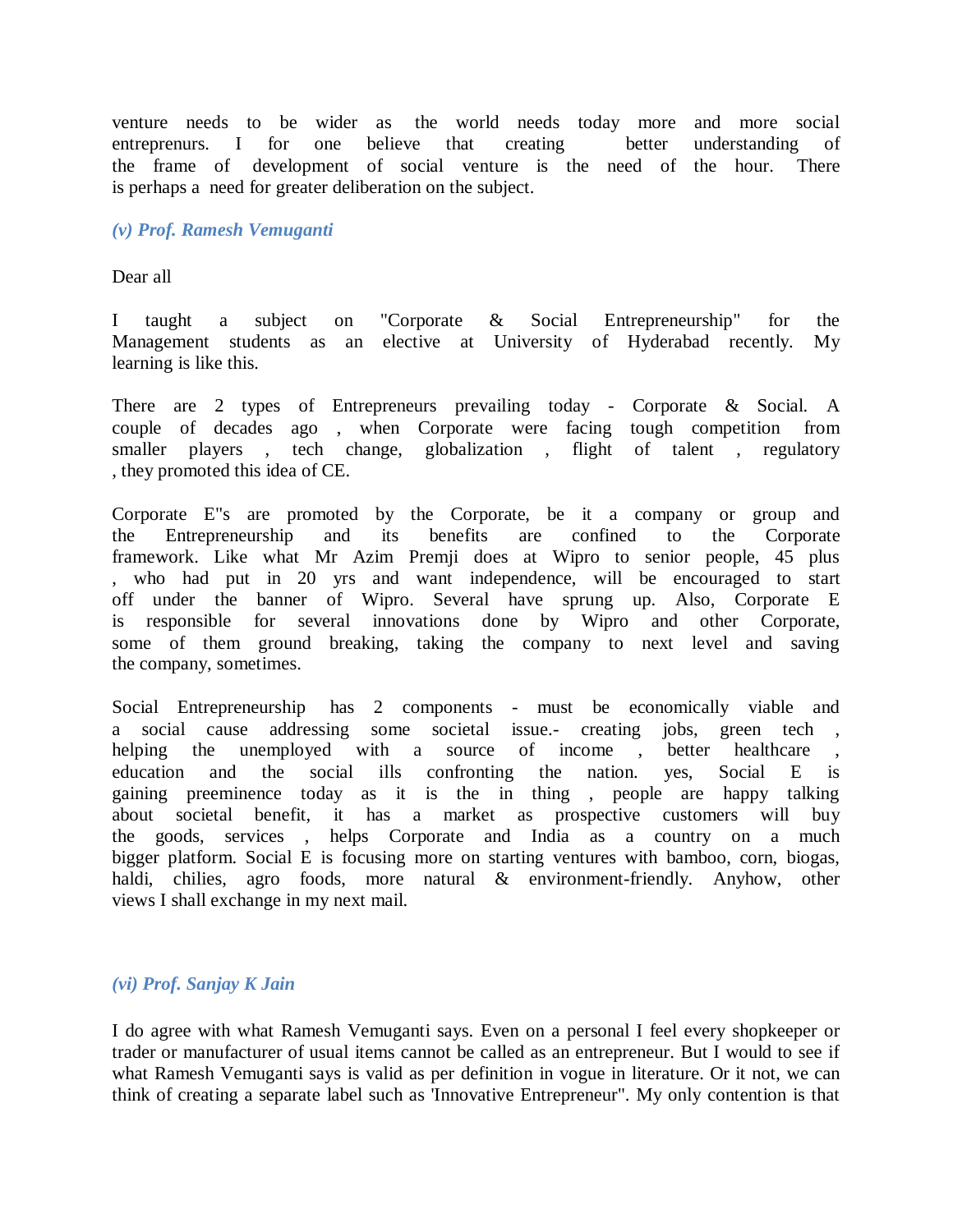venture needs to be wider as the world needs today more and more social entreprenurs. I for one believe that creating better understanding of the frame of development of social venture is the need of the hour. There is perhaps a need for greater deliberation on the subject.

### *(v) Prof. Ramesh Vemuganti*

Dear all

I taught a subject on "Corporate & Social Entrepreneurship" for the Management students as an elective at University of Hyderabad recently. My learning is like this.

There are 2 types of Entrepreneurs prevailing today - Corporate & Social. A couple of decades ago , when Corporate were facing tough competition from smaller players , tech change, globalization , flight of talent , regulatory , they promoted this idea of CE.

Corporate E"s are promoted by the Corporate, be it a company or group and the Entrepreneurship and its benefits are confined to the Corporate framework. Like what Mr Azim Premji does at Wipro to senior people, 45 plus , who had put in 20 yrs and want independence, will be encouraged to start off under the banner of Wipro. Several have sprung up. Also, Corporate E is responsible for several innovations done by Wipro and other Corporate, some of them ground breaking, taking the company to next level and saving the company, sometimes.

Social Entrepreneurship has 2 components - must be economically viable and a social cause addressing some societal issue.- creating jobs, green tech , helping the unemployed with a source of income , better healthcare , education and the social ills confronting the nation. yes, Social E is gaining preeminence today as it is the in thing , people are happy talking about societal benefit, it has a market as prospective customers will buy the goods, services , helps Corporate and India as a country on a much bigger platform. Social E is focusing more on starting ventures with bamboo, corn, biogas, haldi, chilies, agro foods, more natural & environment-friendly. Anyhow, other views I shall exchange in my next mail.

### *(vi) Prof. Sanjay K Jain*

I do agree with what Ramesh Vemuganti says. Even on a personal I feel every shopkeeper or trader or manufacturer of usual items cannot be called as an entrepreneur. But I would to see if what Ramesh Vemuganti says is valid as per definition in vogue in literature. Or it not, we can think of creating a separate label such as 'Innovative Entrepreneur". My only contention is that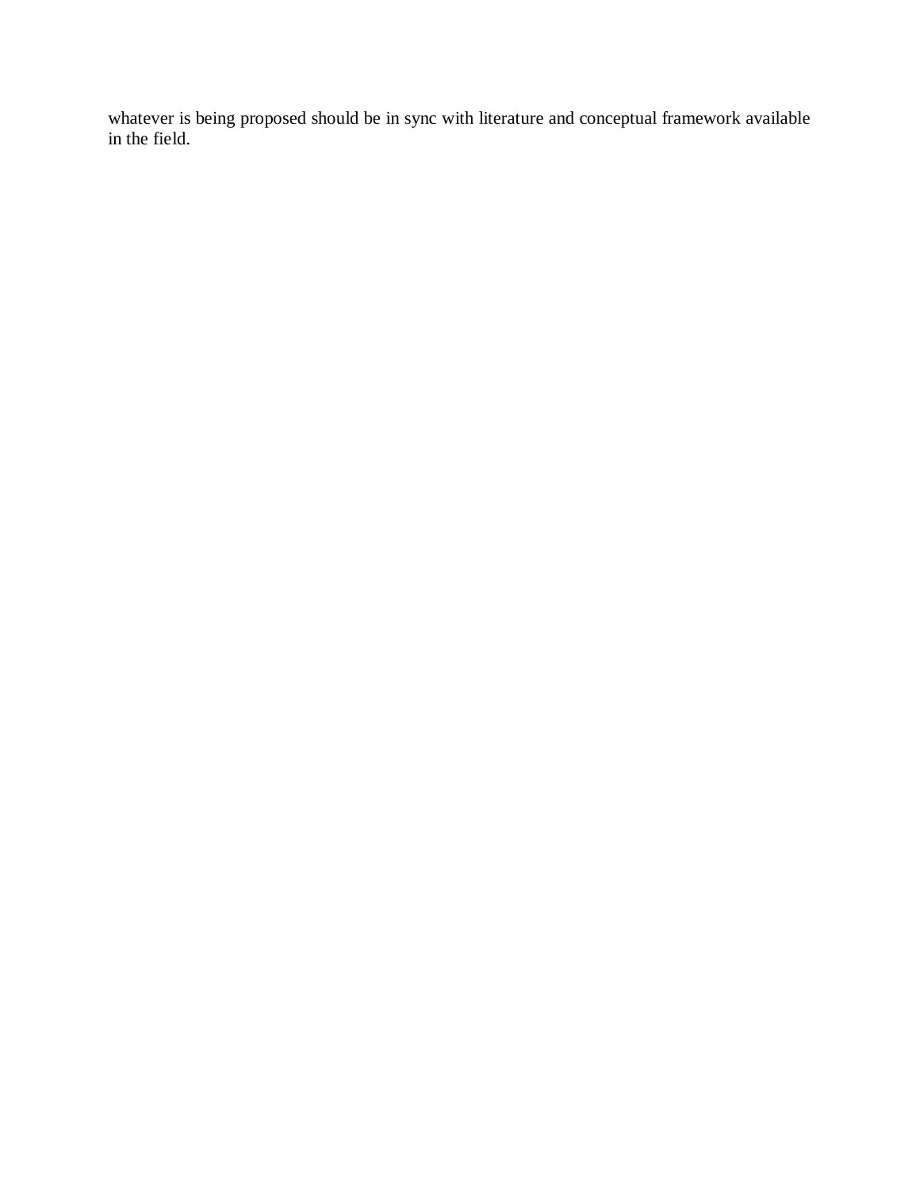whatever is being proposed should be in sync with literature and conceptual framework available in the field.